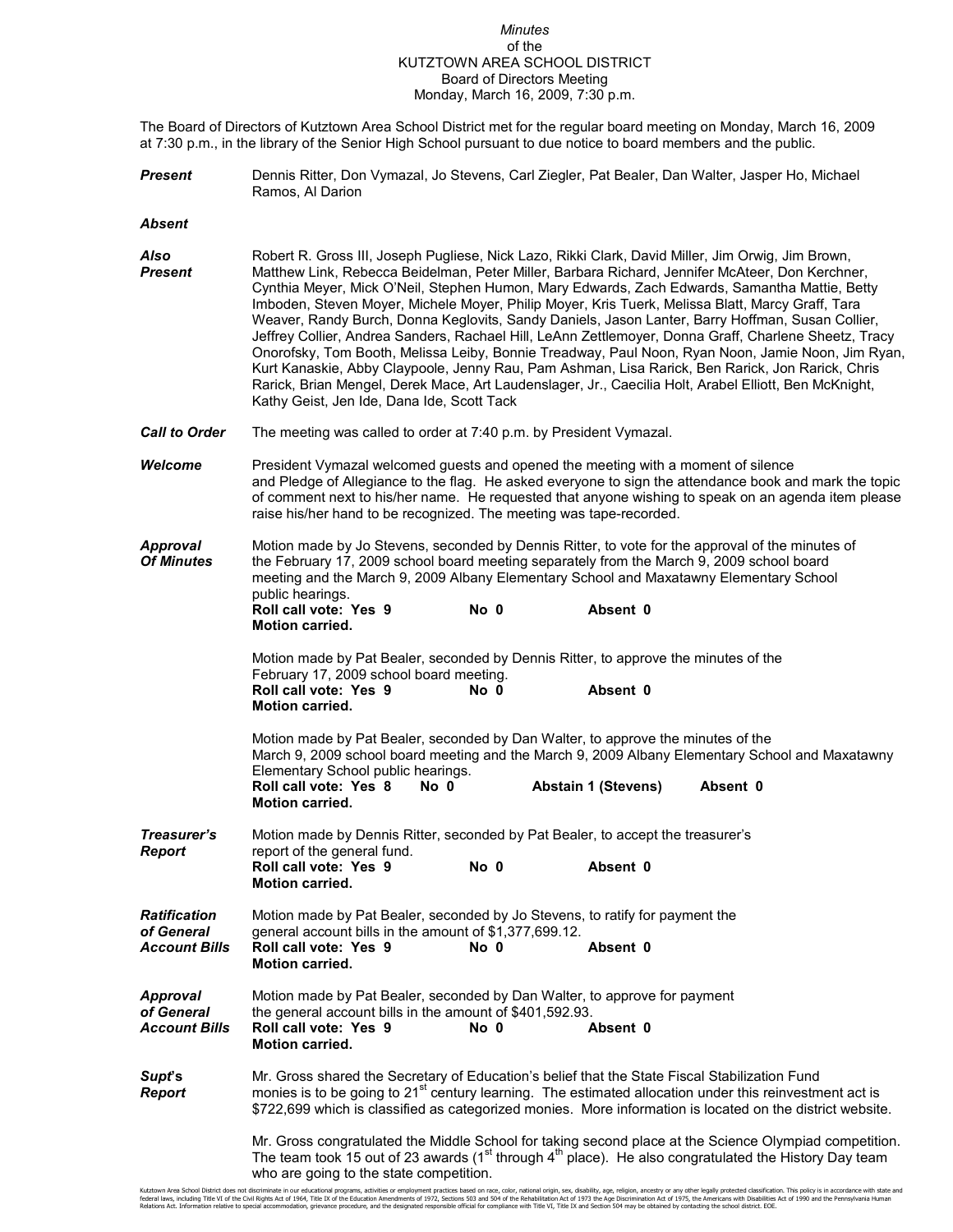*Minutes*
of the
KUTZTOWN AREA SCHOOL DISTRICT
Board of Directors Meeting
Monday, March 16, 2009, 7:30 p.m.

The Board of Directors of Kutztown Area School District met for the regular board meeting on Monday, March 16, 2009 at 7:30 p.m., in the library of the Senior High School pursuant to due notice to board members and the public.

***Present*** Dennis Ritter, Don Vymazal, Jo Stevens, Carl Ziegler, Pat Bealer, Dan Walter, Jasper Ho, Michael Ramos, Al Darion

***Absent***

***Also Present*** Robert R. Gross III, Joseph Pugliese, Nick Lazo, Rikki Clark, David Miller, Jim Orwig, Jim Brown, Matthew Link, Rebecca Beidelman, Peter Miller, Barbara Richard, Jennifer McAteer, Don Kerchner, Cynthia Meyer, Mick O'Neil, Stephen Humon, Mary Edwards, Zach Edwards, Samantha Mattie, Betty Imboden, Steven Moyer, Michele Moyer, Philip Moyer, Kris Tuerk, Melissa Blatt, Marcy Graff, Tara Weaver, Randy Burch, Donna Keglovits, Sandy Daniels, Jason Lanter, Barry Hoffman, Susan Collier, Jeffrey Collier, Andrea Sanders, Rachael Hill, LeAnn Zettlemoyer, Donna Graff, Charlene Sheetz, Tracy Onorofsky, Tom Booth, Melissa Leiby, Bonnie Treadway, Paul Noon, Ryan Noon, Jamie Noon, Jim Ryan, Kurt Kanaskie, Abby Claypoole, Jenny Rau, Pam Ashman, Lisa Rarick, Ben Rarick, Jon Rarick, Chris Rarick, Brian Mengel, Derek Mace, Art Laudenslager, Jr., Caecilia Holt, Arabel Elliott, Ben McKnight, Kathy Geist, Jen Ide, Dana Ide, Scott Tack

***Call to Order*** The meeting was called to order at 7:40 p.m. by President Vymazal.

***Welcome*** President Vymazal welcomed guests and opened the meeting with a moment of silence and Pledge of Allegiance to the flag. He asked everyone to sign the attendance book and mark the topic of comment next to his/her name. He requested that anyone wishing to speak on an agenda item please raise his/her hand to be recognized. The meeting was tape-recorded.

***Approval Of Minutes*** Motion made by Jo Stevens, seconded by Dennis Ritter, to vote for the approval of the minutes of the February 17, 2009 school board meeting separately from the March 9, 2009 school board meeting and the March 9, 2009 Albany Elementary School and Maxatawny Elementary School public hearings.
**Roll call vote: Yes 9 No 0 Absent 0**
**Motion carried.**

Motion made by Pat Bealer, seconded by Dennis Ritter, to approve the minutes of the February 17, 2009 school board meeting.
**Roll call vote: Yes 9 No 0 Absent 0**
**Motion carried.**

Motion made by Pat Bealer, seconded by Dan Walter, to approve the minutes of the March 9, 2009 school board meeting and the March 9, 2009 Albany Elementary School and Maxatawny Elementary School public hearings.
**Roll call vote: Yes 8 No 0 Abstain 1 (Stevens) Absent 0**
**Motion carried.**

***Treasurer's Report*** Motion made by Dennis Ritter, seconded by Pat Bealer, to accept the treasurer's report of the general fund.
**Roll call vote: Yes 9 No 0 Absent 0**
**Motion carried.**

***Ratification of General Account Bills*** Motion made by Pat Bealer, seconded by Jo Stevens, to ratify for payment the general account bills in the amount of $1,377,699.12.
**Roll call vote: Yes 9 No 0 Absent 0**
**Motion carried.**

***Approval of General Account Bills*** Motion made by Pat Bealer, seconded by Dan Walter, to approve for payment the general account bills in the amount of $401,592.93.
**Roll call vote: Yes 9 No 0 Absent 0**
**Motion carried.**

***Supt's Report*** Mr. Gross shared the Secretary of Education's belief that the State Fiscal Stabilization Fund monies is to be going to 21st century learning. The estimated allocation under this reinvestment act is $722,699 which is classified as categorized monies. More information is located on the district website.

Mr. Gross congratulated the Middle School for taking second place at the Science Olympiad competition. The team took 15 out of 23 awards (1st through 4th place). He also congratulated the History Day team who are going to the state competition.

Kutztown Area School District does not discriminate in our educational programs, activities or employment practices based on race, color, national origin, sex, disability, age, religion, ancestry or any other legally protected classification. This policy is in accordance with state and federal laws, including Title VI of the Civil Rights Act of 1964, Title IX of the Education Amendments of 1972, Sections 503 and 504 of the Rehabilitation Act of 1973 the Age Discrimination Act of 1975, the Americans with Disabilities Act of 1990 and the Pennsylvania Human Relations Act. Information relative to special accommodation, grievance procedure, and the designated responsible official for compliance with Title VI, Title IX and Section 504 may be obtained by contacting the school district. EOE.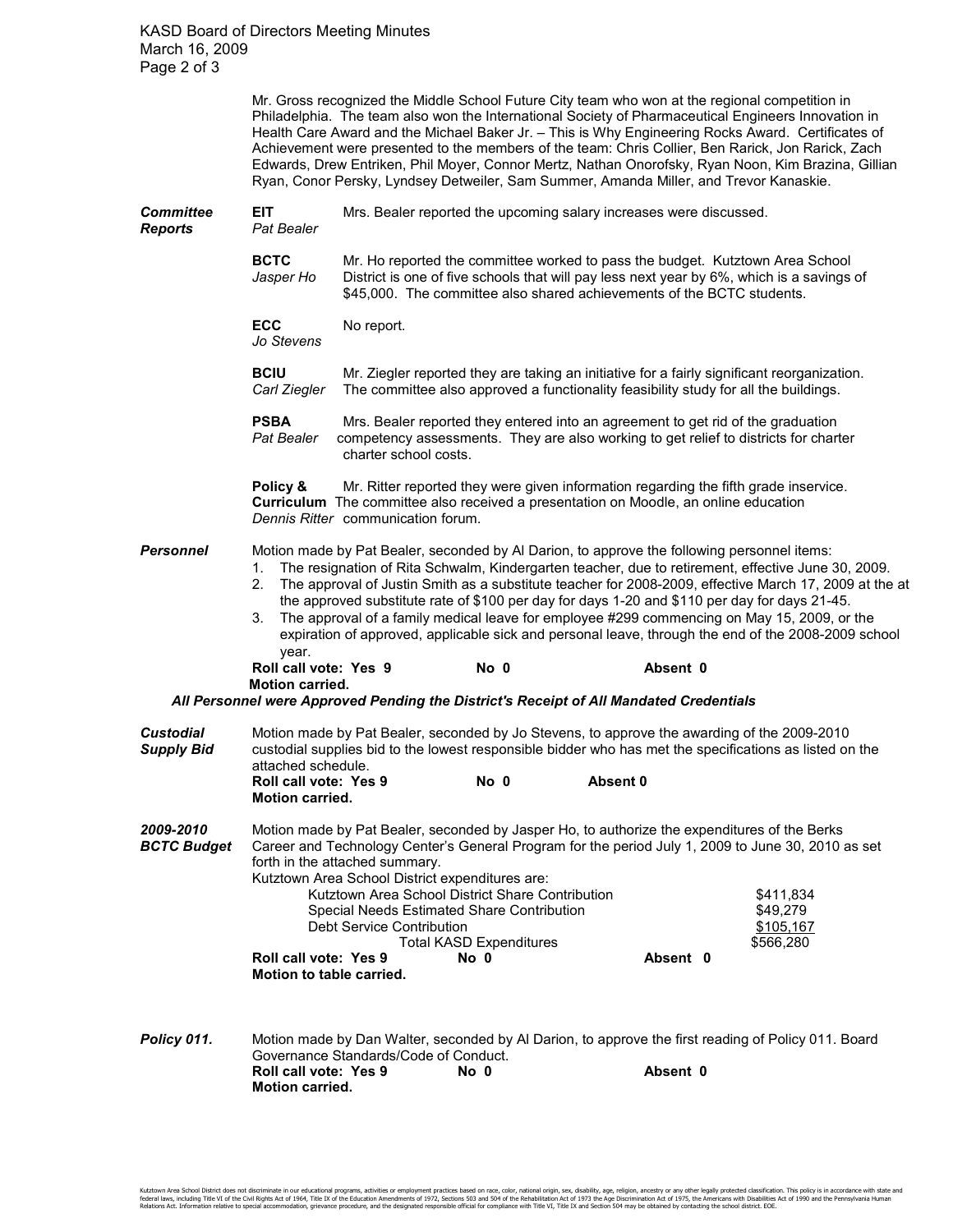Mr. Gross recognized the Middle School Future City team who won at the regional competition in Philadelphia. The team also won the International Society of Pharmaceutical Engineers Innovation in Health Care Award and the Michael Baker Jr. – This is Why Engineering Rocks Award. Certificates of Achievement were presented to the members of the team: Chris Collier, Ben Rarick, Jon Rarick, Zach Edwards, Drew Entriken, Phil Moyer, Connor Mertz, Nathan Onorofsky, Ryan Noon, Kim Brazina, Gillian Ryan, Conor Persky, Lyndsey Detweiler, Sam Summer, Amanda Miller, and Trevor Kanaskie.

***Committee Reports***

**EIT** *Pat Bealer* — Mrs. Bealer reported the upcoming salary increases were discussed.

**BCTC** *Jasper Ho* — Mr. Ho reported the committee worked to pass the budget. Kutztown Area School District is one of five schools that will pay less next year by 6%, which is a savings of $45,000. The committee also shared achievements of the BCTC students.

**ECC** *Jo Stevens* — No report.

**BCIU** *Carl Ziegler* — Mr. Ziegler reported they are taking an initiative for a fairly significant reorganization. The committee also approved a functionality feasibility study for all the buildings.

**PSBA** *Pat Bealer* — Mrs. Bealer reported they entered into an agreement to get rid of the graduation competency assessments. They are also working to get relief to districts for charter charter school costs.

**Policy & Curriculum** *Dennis Ritter* — Mr. Ritter reported they were given information regarding the fifth grade inservice. The committee also received a presentation on Moodle, an online education communication forum.

***Personnel***

Motion made by Pat Bealer, seconded by Al Darion, to approve the following personnel items:

1. The resignation of Rita Schwalm, Kindergarten teacher, due to retirement, effective June 30, 2009.
2. The approval of Justin Smith as a substitute teacher for 2008-2009, effective March 17, 2009 at the at the approved substitute rate of $100 per day for days 1-20 and $110 per day for days 21-45.
3. The approval of a family medical leave for employee #299 commencing on May 15, 2009, or the expiration of approved, applicable sick and personal leave, through the end of the 2008-2009 school year.

**Roll call vote: Yes 9 No 0 Absent 0**
**Motion carried.**

***All Personnel were Approved Pending the District's Receipt of All Mandated Credentials***

***Custodial Supply Bid***

Motion made by Pat Bealer, seconded by Jo Stevens, to approve the awarding of the 2009-2010 custodial supplies bid to the lowest responsible bidder who has met the specifications as listed on the attached schedule.

**Roll call vote: Yes 9 No 0 Absent 0**
**Motion carried.**

***2009-2010 BCTC Budget***

Motion made by Pat Bealer, seconded by Jasper Ho, to authorize the expenditures of the Berks Career and Technology Center's General Program for the period July 1, 2009 to June 30, 2010 as set forth in the attached summary.

Kutztown Area School District expenditures are:

| | |
|---|---|
| Kutztown Area School District Share Contribution | $411,834 |
| Special Needs Estimated Share Contribution | $49,279 |
| Debt Service Contribution | $105,167 |
| Total KASD Expenditures | $566,280 |

**Roll call vote: Yes 9 No 0 Absent 0**
**Motion to table carried.**

***Policy 011.***

Motion made by Dan Walter, seconded by Al Darion, to approve the first reading of Policy 011. Board Governance Standards/Code of Conduct.

**Roll call vote: Yes 9 No 0 Absent 0**
**Motion carried.**

Kutztown Area School District does not discriminate in our educational programs, activities or employment practices based on race, color, national origin, sex, disability, age, religion, ancestry or any other legally protected classification. This policy is in accordance with state and federal laws, including Title VI of the Civil Rights Act of 1964, Title IX of the Education Amendments of 1972, Sections 503 and 504 of the Rehabilitation Act of 1973 the Age Discrimination Act of 1975, the Americans with Disabilities Act of 1990 and the Pennsylvania Human Relations Act. Information relative to special accommodation, grievance procedure, and the designated responsible official for compliance with Title VI, Title IX and Section 504 may be obtained by contacting the school district. EOE.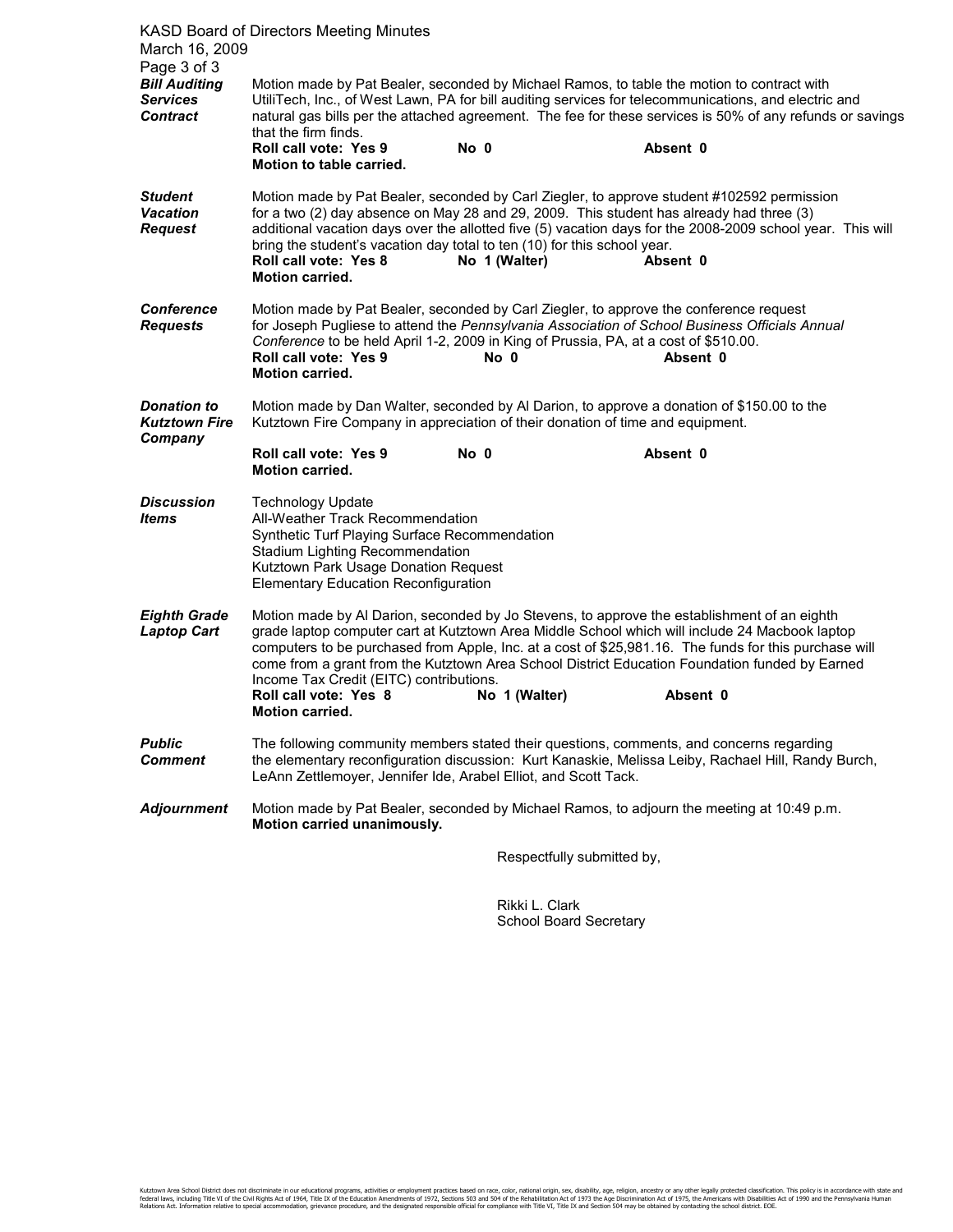**_Bill Auditing Services Contract_**

Motion made by Pat Bealer, seconded by Michael Ramos, to table the motion to contract with UtiliTech, Inc., of West Lawn, PA for bill auditing services for telecommunications, and electric and natural gas bills per the attached agreement. The fee for these services is 50% of any refunds or savings that the firm finds.

**Roll call vote: Yes 9 No 0 Absent 0**
**Motion to table carried.**

**_Student Vacation Request_**

Motion made by Pat Bealer, seconded by Carl Ziegler, to approve student #102592 permission for a two (2) day absence on May 28 and 29, 2009. This student has already had three (3) additional vacation days over the allotted five (5) vacation days for the 2008-2009 school year. This will bring the student's vacation day total to ten (10) for this school year.

**Roll call vote: Yes 8 No 1 (Walter) Absent 0**
**Motion carried.**

**_Conference Requests_**

Motion made by Pat Bealer, seconded by Carl Ziegler, to approve the conference request for Joseph Pugliese to attend the _Pennsylvania Association of School Business Officials Annual Conference_ to be held April 1-2, 2009 in King of Prussia, PA, at a cost of $510.00.

**Roll call vote: Yes 9 No 0 Absent 0**
**Motion carried.**

**_Donation to Kutztown Fire Company_**

Motion made by Dan Walter, seconded by Al Darion, to approve a donation of $150.00 to the Kutztown Fire Company in appreciation of their donation of time and equipment.

**Roll call vote: Yes 9 No 0 Absent 0**
**Motion carried.**

**_Discussion Items_**

Technology Update
All-Weather Track Recommendation
Synthetic Turf Playing Surface Recommendation
Stadium Lighting Recommendation
Kutztown Park Usage Donation Request
Elementary Education Reconfiguration

**_Eighth Grade Laptop Cart_**

Motion made by Al Darion, seconded by Jo Stevens, to approve the establishment of an eighth grade laptop computer cart at Kutztown Area Middle School which will include 24 Macbook laptop computers to be purchased from Apple, Inc. at a cost of $25,981.16. The funds for this purchase will come from a grant from the Kutztown Area School District Education Foundation funded by Earned Income Tax Credit (EITC) contributions.

**Roll call vote: Yes 8 No 1 (Walter) Absent 0**
**Motion carried.**

**_Public Comment_**

The following community members stated their questions, comments, and concerns regarding the elementary reconfiguration discussion: Kurt Kanaskie, Melissa Leiby, Rachael Hill, Randy Burch, LeAnn Zettlemoyer, Jennifer Ide, Arabel Elliot, and Scott Tack.

**_Adjournment_**

Motion made by Pat Bealer, seconded by Michael Ramos, to adjourn the meeting at 10:49 p.m.
**Motion carried unanimously.**

Respectfully submitted by,

Rikki L. Clark
School Board Secretary

Kutztown Area School District does not discriminate in our educational programs, activities or employment practices based on race, color, national origin, sex, disability, age, religion, ancestry or any other legally protected classification. This policy is in accordance with state and federal laws, including Title VI of the Civil Rights Act of 1964, Title IX of the Education Amendments of 1972, Sections 503 and 504 of the Rehabilitation Act of 1973 the Age Discrimination Act of 1975, the Americans with Disabilities Act of 1990 and the Pennsylvania Human Relations Act. Information relative to special accommodation, grievance procedure, and the designated responsible official for compliance with Title VI, Title IX and Section 504 may be obtained by contacting the school district. EOE.